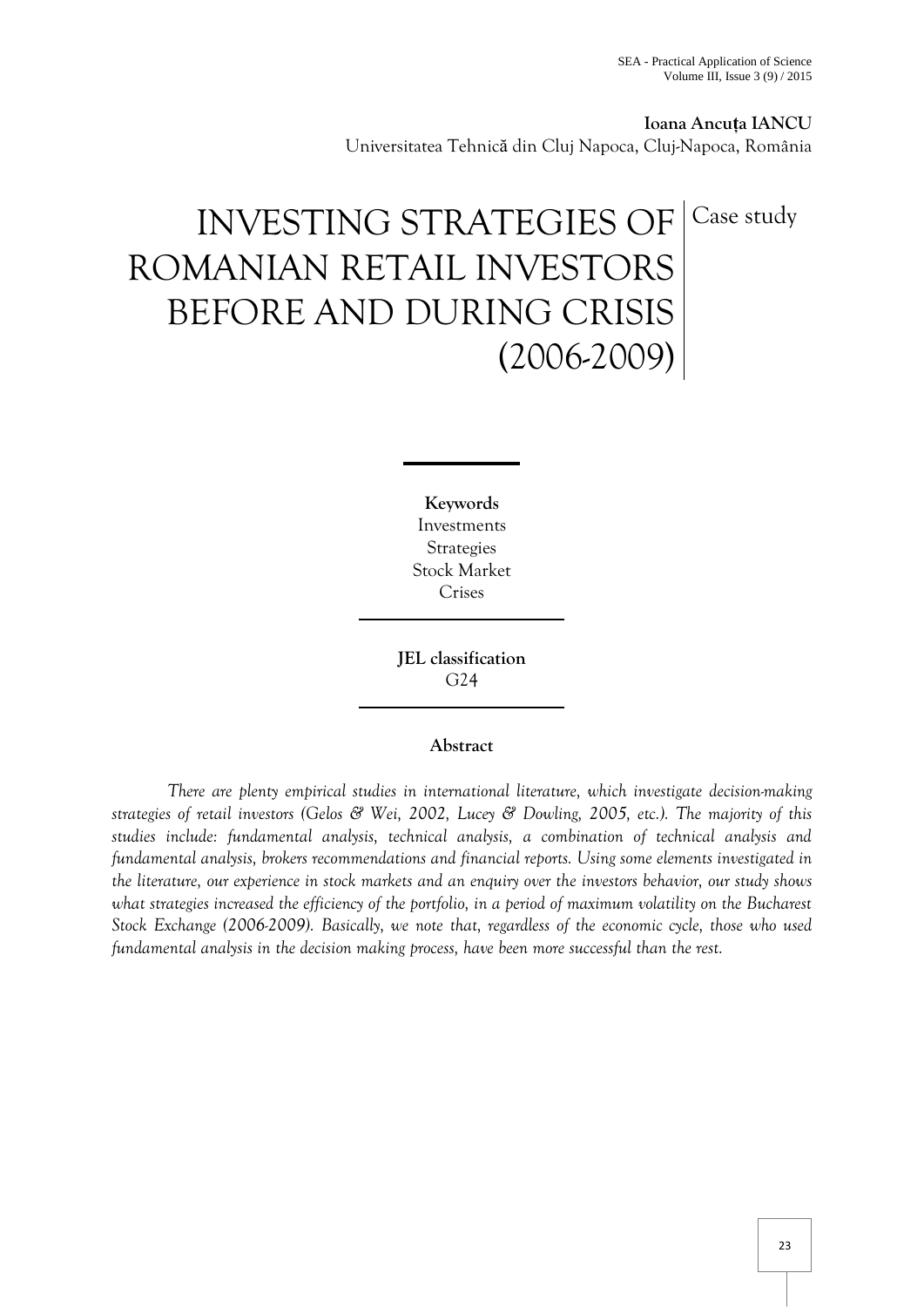**Ioana Ancuța IANCU**
Universitatea Tehnică din Cluj Napoca, Cluj-Napoca, România

# INVESTING STRATEGIES OF ROMANIAN RETAIL INVESTORS BEFORE AND DURING CRISIS (2006-2009)

Case study

**Keywords**
Investments
Strategies
Stock Market
Crises

**JEL classification**
G24

**Abstract**

*There are plenty empirical studies in international literature, which investigate decision-making strategies of retail investors (Gelos & Wei, 2002, Lucey & Dowling, 2005, etc.). The majority of this studies include: fundamental analysis, technical analysis, a combination of technical analysis and fundamental analysis, brokers recommendations and financial reports. Using some elements investigated in the literature, our experience in stock markets and an enquiry over the investors behavior, our study shows what strategies increased the efficiency of the portfolio, in a period of maximum volatility on the Bucharest Stock Exchange (2006-2009). Basically, we note that, regardless of the economic cycle, those who used fundamental analysis in the decision making process, have been more successful than the rest.*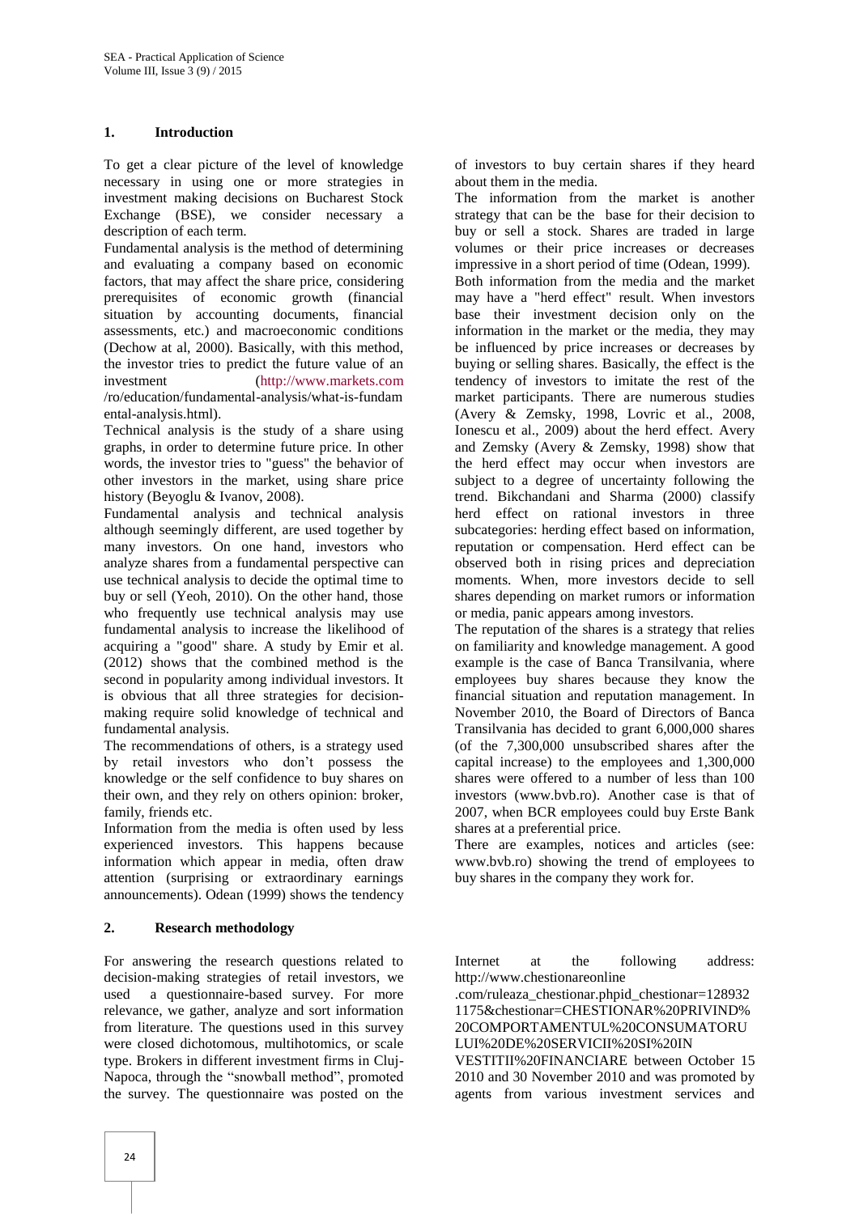## 1. Introduction

To get a clear picture of the level of knowledge necessary in using one or more strategies in investment making decisions on Bucharest Stock Exchange (BSE), we consider necessary a description of each term.

Fundamental analysis is the method of determining and evaluating a company based on economic factors, that may affect the share price, considering prerequisites of economic growth (financial situation by accounting documents, financial assessments, etc.) and macroeconomic conditions (Dechow at al, 2000). Basically, with this method, the investor tries to predict the future value of an investment (http://www.markets.com /ro/education/fundamental-analysis/what-is-fundamental-analysis.html).

Technical analysis is the study of a share using graphs, in order to determine future price. In other words, the investor tries to "guess" the behavior of other investors in the market, using share price history (Beyoglu & Ivanov, 2008).

Fundamental analysis and technical analysis although seemingly different, are used together by many investors. On one hand, investors who analyze shares from a fundamental perspective can use technical analysis to decide the optimal time to buy or sell (Yeoh, 2010). On the other hand, those who frequently use technical analysis may use fundamental analysis to increase the likelihood of acquiring a "good" share. A study by Emir et al. (2012) shows that the combined method is the second in popularity among individual investors. It is obvious that all three strategies for decision-making require solid knowledge of technical and fundamental analysis.

The recommendations of others, is a strategy used by retail investors who don't possess the knowledge or the self confidence to buy shares on their own, and they rely on others opinion: broker, family, friends etc.

Information from the media is often used by less experienced investors. This happens because information which appear in media, often draw attention (surprising or extraordinary earnings announcements). Odean (1999) shows the tendency of investors to buy certain shares if they heard about them in the media.

The information from the market is another strategy that can be the base for their decision to buy or sell a stock. Shares are traded in large volumes or their price increases or decreases impressive in a short period of time (Odean, 1999).

Both information from the media and the market may have a "herd effect" result. When investors base their investment decision only on the information in the market or the media, they may be influenced by price increases or decreases by buying or selling shares. Basically, the effect is the tendency of investors to imitate the rest of the market participants. There are numerous studies (Avery & Zemsky, 1998, Lovric et al., 2008, Ionescu et al., 2009) about the herd effect. Avery and Zemsky (Avery & Zemsky, 1998) show that the herd effect may occur when investors are subject to a degree of uncertainty following the trend. Bikchandani and Sharma (2000) classify herd effect on rational investors in three subcategories: herding effect based on information, reputation or compensation. Herd effect can be observed both in rising prices and depreciation moments. When, more investors decide to sell shares depending on market rumors or information or media, panic appears among investors.

The reputation of the shares is a strategy that relies on familiarity and knowledge management. A good example is the case of Banca Transilvania, where employees buy shares because they know the financial situation and reputation management. In November 2010, the Board of Directors of Banca Transilvania has decided to grant 6,000,000 shares (of the 7,300,000 unsubscribed shares after the capital increase) to the employees and 1,300,000 shares were offered to a number of less than 100 investors (www.bvb.ro). Another case is that of 2007, when BCR employees could buy Erste Bank shares at a preferential price.

There are examples, notices and articles (see: www.bvb.ro) showing the trend of employees to buy shares in the company they work for.

## 2. Research methodology

For answering the research questions related to decision-making strategies of retail investors, we used a questionnaire-based survey. For more relevance, we gather, analyze and sort information from literature. The questions used in this survey were closed dichotomous, multihotomics, or scale type. Brokers in different investment firms in Cluj-Napoca, through the "snowball method", promoted the survey. The questionnaire was posted on the Internet at the following address: http://www.chestionareonline .com/ruleaza_chestionar.phpid_chestionar=1289321175&chestionar=CHESTIONAR%20PRIVIND%20COMPORTAMENTUL%20CONSUMATORULUI%20DE%20SERVICII%20SI%20INVESTITII%20FINANCIARE between October 15 2010 and 30 November 2010 and was promoted by agents from various investment services and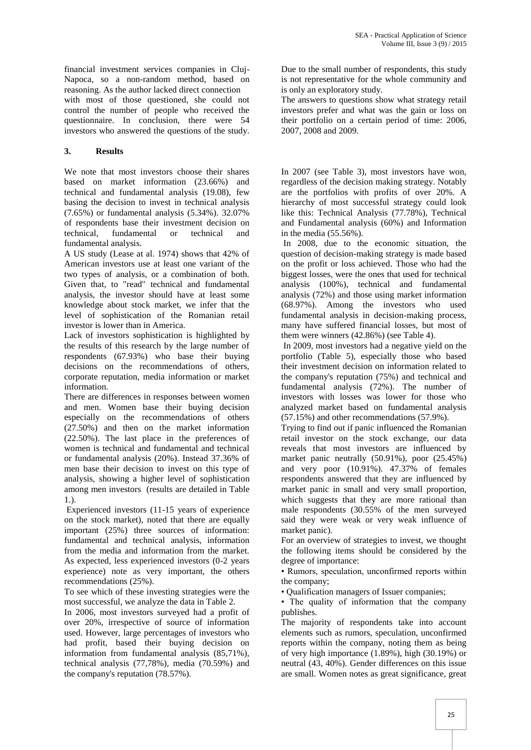financial investment services companies in Cluj-Napoca, so a non-random method, based on reasoning. As the author lacked direct connection with most of those questioned, she could not control the number of people who received the questionnaire. In conclusion, there were 54 investors who answered the questions of the study.

Due to the small number of respondents, this study is not representative for the whole community and is only an exploratory study.

The answers to questions show what strategy retail investors prefer and what was the gain or loss on their portfolio on a certain period of time: 2006, 2007, 2008 and 2009.

## 3. Results

We note that most investors choose their shares based on market information (23.66%) and technical and fundamental analysis (19.08), few basing the decision to invest in technical analysis (7.65%) or fundamental analysis (5.34%). 32.07% of respondents base their investment decision on technical, fundamental or technical and fundamental analysis.

A US study (Lease at al. 1974) shows that 42% of American investors use at least one variant of the two types of analysis, or a combination of both. Given that, to "read" technical and fundamental analysis, the investor should have at least some knowledge about stock market, we infer that the level of sophistication of the Romanian retail investor is lower than in America.

Lack of investors sophistication is highlighted by the results of this research by the large number of respondents (67.93%) who base their buying decisions on the recommendations of others, corporate reputation, media information or market information.

There are differences in responses between women and men. Women base their buying decision especially on the recommendations of others (27.50%) and then on the market information (22.50%). The last place in the preferences of women is technical and fundamental and technical or fundamental analysis (20%). Instead 37.36% of men base their decision to invest on this type of analysis, showing a higher level of sophistication among men investors (results are detailed in Table 1.).

Experienced investors (11-15 years of experience on the stock market), noted that there are equally important (25%) three sources of information: fundamental and technical analysis, information from the media and information from the market. As expected, less experienced investors (0-2 years experience) note as very important, the others recommendations (25%).

To see which of these investing strategies were the most successful, we analyze the data in Table 2.

In 2006, most investors surveyed had a profit of over 20%, irrespective of source of information used. However, large percentages of investors who had profit, based their buying decision on information from fundamental analysis (85,71%), technical analysis (77,78%), media (70.59%) and the company's reputation (78.57%).

In 2007 (see Table 3), most investors have won, regardless of the decision making strategy. Notably are the portfolios with profits of over 20%. A hierarchy of most successful strategy could look like this: Technical Analysis (77.78%), Technical and Fundamental analysis (60%) and Information in the media (55.56%).

In 2008, due to the economic situation, the question of decision-making strategy is made based on the profit or loss achieved. Those who had the biggest losses, were the ones that used for technical analysis (100%), technical and fundamental analysis (72%) and those using market information (68.97%). Among the investors who used fundamental analysis in decision-making process, many have suffered financial losses, but most of them were winners (42.86%) (see Table 4).

In 2009, most investors had a negative yield on the portfolio (Table 5), especially those who based their investment decision on information related to the company's reputation (75%) and technical and fundamental analysis (72%). The number of investors with losses was lower for those who analyzed market based on fundamental analysis (57.15%) and other recommendations (57.9%).

Trying to find out if panic influenced the Romanian retail investor on the stock exchange, our data reveals that most investors are influenced by market panic neutrally (50.91%), poor (25.45%) and very poor (10.91%). 47.37% of females respondents answered that they are influenced by market panic in small and very small proportion, which suggests that they are more rational than male respondents (30.55% of the men surveyed said they were weak or very weak influence of market panic).

For an overview of strategies to invest, we thought the following items should be considered by the degree of importance:

- Rumors, speculation, unconfirmed reports within the company;
- Qualification managers of Issuer companies;
- The quality of information that the company publishes.

The majority of respondents take into account elements such as rumors, speculation, unconfirmed reports within the company, noting them as being of very high importance (1.89%), high (30.19%) or neutral (43, 40%). Gender differences on this issue are small. Women notes as great significance, great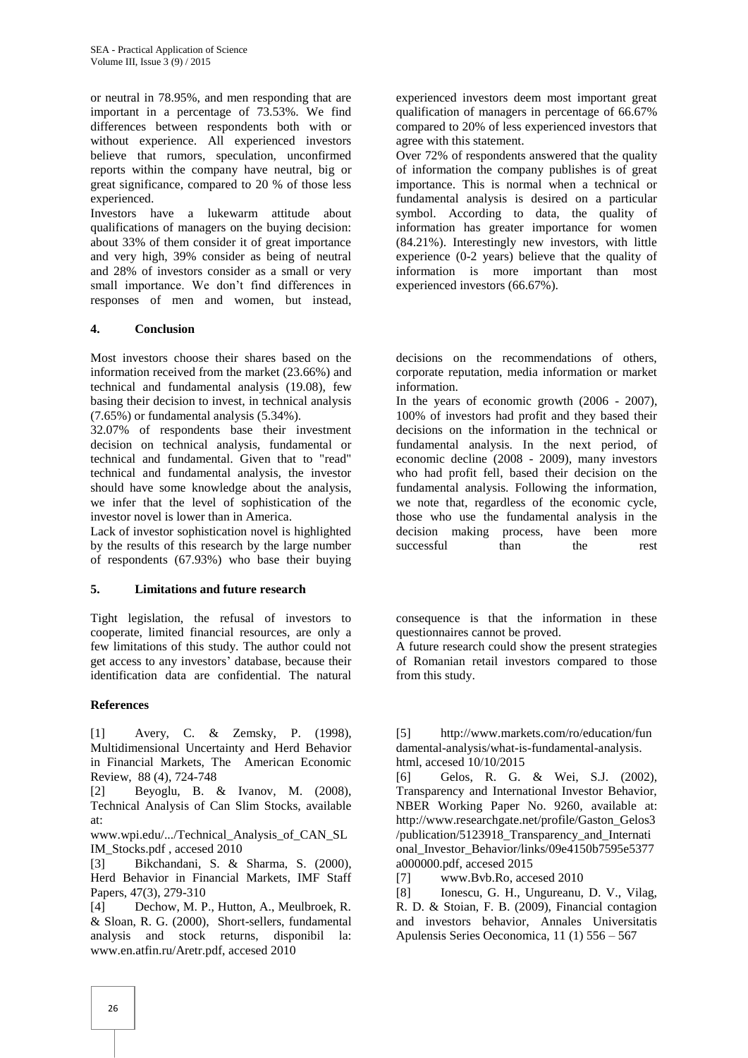or neutral in 78.95%, and men responding that are important in a percentage of 73.53%. We find differences between respondents both with or without experience. All experienced investors believe that rumors, speculation, unconfirmed reports within the company have neutral, big or great significance, compared to 20 % of those less experienced.

Investors have a lukewarm attitude about qualifications of managers on the buying decision: about 33% of them consider it of great importance and very high, 39% consider as being of neutral and 28% of investors consider as a small or very small importance. We don't find differences in responses of men and women, but instead, experienced investors deem most important great qualification of managers in percentage of 66.67% compared to 20% of less experienced investors that agree with this statement.

Over 72% of respondents answered that the quality of information the company publishes is of great importance. This is normal when a technical or fundamental analysis is desired on a particular symbol. According to data, the quality of information has greater importance for women (84.21%). Interestingly new investors, with little experience (0-2 years) believe that the quality of information is more important than most experienced investors (66.67%).

## 4. Conclusion

Most investors choose their shares based on the information received from the market (23.66%) and technical and fundamental analysis (19.08), few basing their decision to invest, in technical analysis (7.65%) or fundamental analysis (5.34%).

32.07% of respondents base their investment decision on technical analysis, fundamental or technical and fundamental. Given that to "read" technical and fundamental analysis, the investor should have some knowledge about the analysis, we infer that the level of sophistication of the investor novel is lower than in America.

Lack of investor sophistication novel is highlighted by the results of this research by the large number of respondents (67.93%) who base their buying decisions on the recommendations of others, corporate reputation, media information or market information.

In the years of economic growth (2006 - 2007), 100% of investors had profit and they based their decisions on the information in the technical or fundamental analysis. In the next period, of economic decline (2008 - 2009), many investors who had profit fell, based their decision on the fundamental analysis. Following the information, we note that, regardless of the economic cycle, those who use the fundamental analysis in the decision making process, have been more successful than the rest

## 5. Limitations and future research

Tight legislation, the refusal of investors to cooperate, limited financial resources, are only a few limitations of this study. The author could not get access to any investors' database, because their identification data are confidential. The natural consequence is that the information in these questionnaires cannot be proved.

A future research could show the present strategies of Romanian retail investors compared to those from this study.

## References

[1] Avery, C. & Zemsky, P. (1998), Multidimensional Uncertainty and Herd Behavior in Financial Markets, The American Economic Review, 88 (4), 724-748

[2] Beyoglu, B. & Ivanov, M. (2008), Technical Analysis of Can Slim Stocks, available at: www.wpi.edu/.../Technical_Analysis_of_CAN_SLIM_Stocks.pdf , accesed 2010

[3] Bikchandani, S. & Sharma, S. (2000), Herd Behavior in Financial Markets, IMF Staff Papers, 47(3), 279-310

[4] Dechow, M. P., Hutton, A., Meulbroek, R. & Sloan, R. G. (2000), Short-sellers, fundamental analysis and stock returns, disponibil la: www.en.atfin.ru/Aretr.pdf, accesed 2010

[5] http://www.markets.com/ro/education/fundamental-analysis/what-is-fundamental-analysis.html, accesed 10/10/2015

[6] Gelos, R. G. & Wei, S.J. (2002), Transparency and International Investor Behavior, NBER Working Paper No. 9260, available at: http://www.researchgate.net/profile/Gaston_Gelos3/publication/5123918_Transparency_and_International_Investor_Behavior/links/09e4150b7595e5377a000000.pdf, accesed 2015

[7] www.Bvb.Ro, accesed 2010

[8] Ionescu, G. H., Ungureanu, D. V., Vilag, R. D. & Stoian, F. B. (2009), Financial contagion and investors behavior, Annales Universitatis Apulensis Series Oeconomica, 11 (1) 556 – 567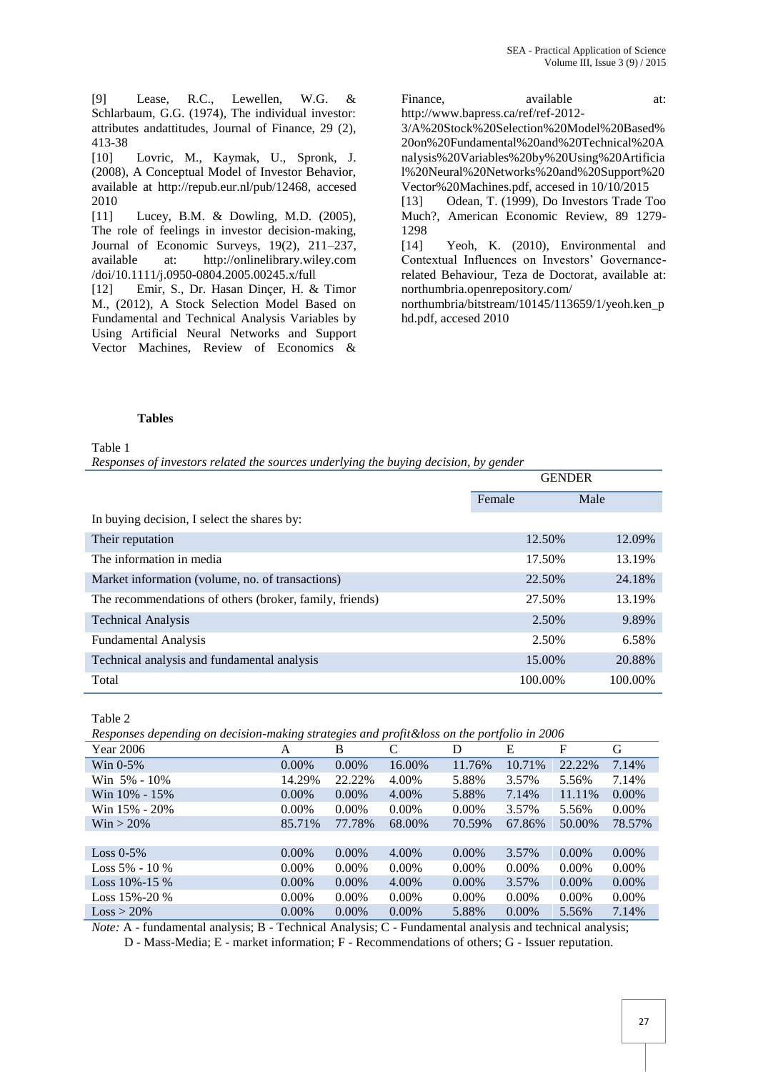[9] Lease, R.C., Lewellen, W.G. & Schlarbaum, G.G. (1974), The individual investor: attributes andattitudes, Journal of Finance, 29 (2), 413-38

[10] Lovric, M., Kaymak, U., Spronk, J. (2008), A Conceptual Model of Investor Behavior, available at http://repub.eur.nl/pub/12468, accesed 2010

[11] Lucey, B.M. & Dowling, M.D. (2005), The role of feelings in investor decision-making, Journal of Economic Surveys, 19(2), 211–237, available at: http://onlinelibrary.wiley.com /doi/10.1111/j.0950-0804.2005.00245.x/full

[12] Emir, S., Dr. Hasan Dinçer, H. & Timor M., (2012), A Stock Selection Model Based on Fundamental and Technical Analysis Variables by Using Artificial Neural Networks and Support Vector Machines, Review of Economics & Finance, available at: http://www.bapress.ca/ref/ref-2012-3/A%20Stock%20Selection%20Model%20Based%20on%20Fundamental%20and%20Technical%20Analysis%20Variables%20by%20Using%20Artificial%20Neural%20Networks%20and%20Support%20Vector%20Machines.pdf, accesed in 10/10/2015

[13] Odean, T. (1999), Do Investors Trade Too Much?, American Economic Review, 89 1279-1298

[14] Yeoh, K. (2010), Environmental and Contextual Influences on Investors' Governance-related Behaviour, Teza de Doctorat, available at: northumbria.openrepository.com/ northumbria/bitstream/10145/113659/1/yeoh.ken_phd.pdf, accesed 2010

## Tables

Table 1

*Responses of investors related the sources underlying the buying decision, by gender*

| | GENDER | |
|---|---|---|
| | Female | Male |
| In buying decision, I select the shares by: | | |
| Their reputation | 12.50% | 12.09% |
| The information in media | 17.50% | 13.19% |
| Market information (volume, no. of transactions) | 22.50% | 24.18% |
| The recommendations of others (broker, family, friends) | 27.50% | 13.19% |
| Technical Analysis | 2.50% | 9.89% |
| Fundamental Analysis | 2.50% | 6.58% |
| Technical analysis and fundamental analysis | 15.00% | 20.88% |
| Total | 100.00% | 100.00% |

Table 2

*Responses depending on decision-making strategies and profit&loss on the portfolio in 2006*

| Year 2006 | A | B | C | D | E | F | G |
|---|---|---|---|---|---|---|---|
| Win 0-5% | 0.00% | 0.00% | 16.00% | 11.76% | 10.71% | 22.22% | 7.14% |
| Win 5% - 10% | 14.29% | 22.22% | 4.00% | 5.88% | 3.57% | 5.56% | 7.14% |
| Win 10% - 15% | 0.00% | 0.00% | 4.00% | 5.88% | 7.14% | 11.11% | 0.00% |
| Win 15% - 20% | 0.00% | 0.00% | 0.00% | 0.00% | 3.57% | 5.56% | 0.00% |
| Win > 20% | 85.71% | 77.78% | 68.00% | 70.59% | 67.86% | 50.00% | 78.57% |
| | | | | | | | |
| Loss 0-5% | 0.00% | 0.00% | 4.00% | 0.00% | 3.57% | 0.00% | 0.00% |
| Loss 5% - 10 % | 0.00% | 0.00% | 0.00% | 0.00% | 0.00% | 0.00% | 0.00% |
| Loss 10%-15 % | 0.00% | 0.00% | 4.00% | 0.00% | 3.57% | 0.00% | 0.00% |
| Loss 15%-20 % | 0.00% | 0.00% | 0.00% | 0.00% | 0.00% | 0.00% | 0.00% |
| Loss > 20% | 0.00% | 0.00% | 0.00% | 5.88% | 0.00% | 5.56% | 7.14% |

*Note:* A - fundamental analysis; B - Technical Analysis; C - Fundamental analysis and technical analysis; D - Mass-Media; E - market information; F - Recommendations of others; G - Issuer reputation.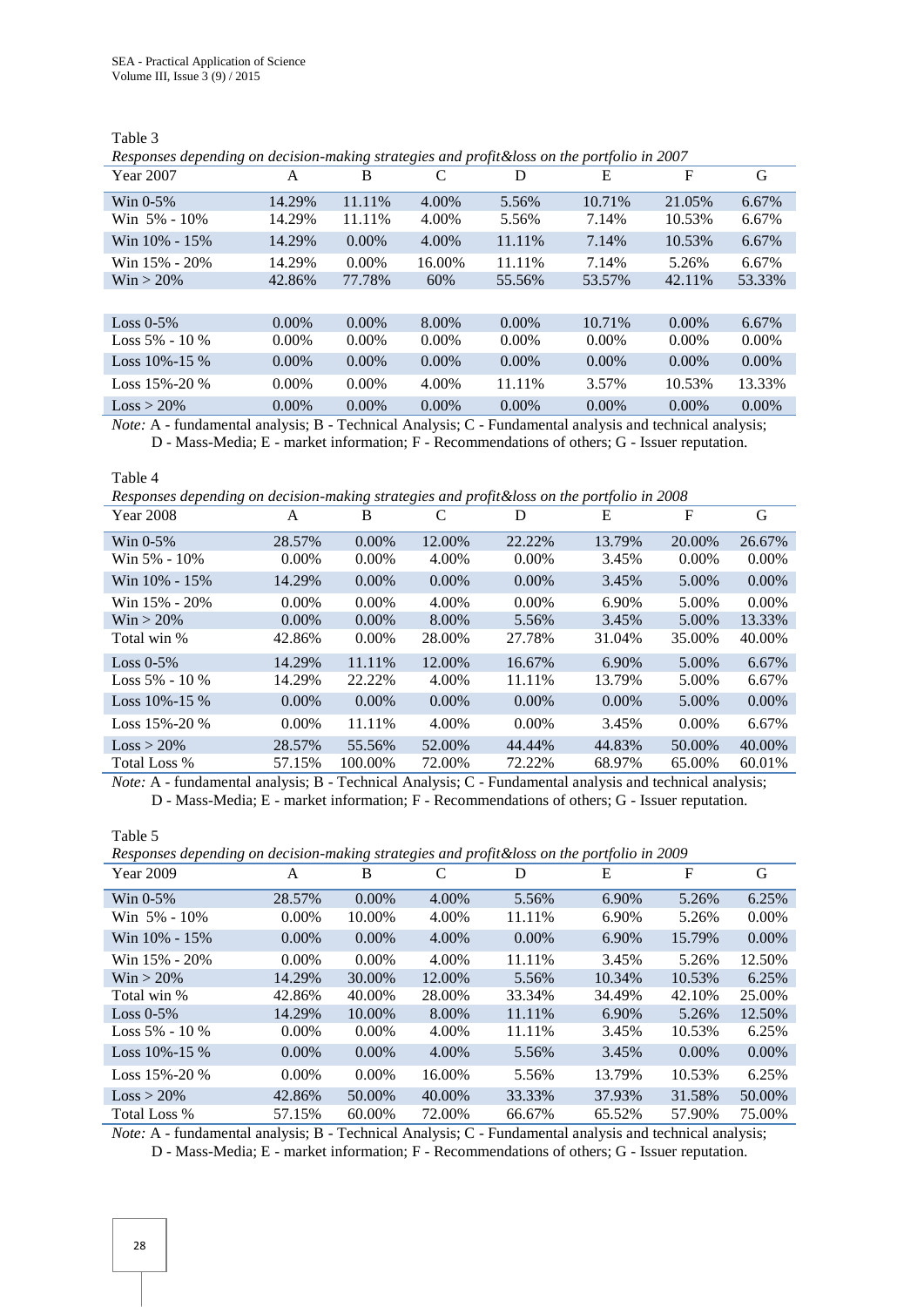Table 3

*Responses depending on decision-making strategies and profit&loss on the portfolio in 2007*

| Year 2007 | A | B | C | D | E | F | G |
|---|---|---|---|---|---|---|---|
| Win 0-5% | 14.29% | 11.11% | 4.00% | 5.56% | 10.71% | 21.05% | 6.67% |
| Win 5% - 10% | 14.29% | 11.11% | 4.00% | 5.56% | 7.14% | 10.53% | 6.67% |
| Win 10% - 15% | 14.29% | 0.00% | 4.00% | 11.11% | 7.14% | 10.53% | 6.67% |
| Win 15% - 20% | 14.29% | 0.00% | 16.00% | 11.11% | 7.14% | 5.26% | 6.67% |
| Win > 20% | 42.86% | 77.78% | 60% | 55.56% | 53.57% | 42.11% | 53.33% |
| | | | | | | | |
| Loss 0-5% | 0.00% | 0.00% | 8.00% | 0.00% | 10.71% | 0.00% | 6.67% |
| Loss 5% - 10 % | 0.00% | 0.00% | 0.00% | 0.00% | 0.00% | 0.00% | 0.00% |
| Loss 10%-15 % | 0.00% | 0.00% | 0.00% | 0.00% | 0.00% | 0.00% | 0.00% |
| Loss 15%-20 % | 0.00% | 0.00% | 4.00% | 11.11% | 3.57% | 10.53% | 13.33% |
| Loss > 20% | 0.00% | 0.00% | 0.00% | 0.00% | 0.00% | 0.00% | 0.00% |

*Note:* A - fundamental analysis; B - Technical Analysis; C - Fundamental analysis and technical analysis; D - Mass-Media; E - market information; F - Recommendations of others; G - Issuer reputation.

Table 4

*Responses depending on decision-making strategies and profit&loss on the portfolio in 2008*

| Year 2008 | A | B | C | D | E | F | G |
|---|---|---|---|---|---|---|---|
| Win 0-5% | 28.57% | 0.00% | 12.00% | 22.22% | 13.79% | 20.00% | 26.67% |
| Win 5% - 10% | 0.00% | 0.00% | 4.00% | 0.00% | 3.45% | 0.00% | 0.00% |
| Win 10% - 15% | 14.29% | 0.00% | 0.00% | 0.00% | 3.45% | 5.00% | 0.00% |
| Win 15% - 20% | 0.00% | 0.00% | 4.00% | 0.00% | 6.90% | 5.00% | 0.00% |
| Win > 20% | 0.00% | 0.00% | 8.00% | 5.56% | 3.45% | 5.00% | 13.33% |
| Total win % | 42.86% | 0.00% | 28.00% | 27.78% | 31.04% | 35.00% | 40.00% |
| Loss 0-5% | 14.29% | 11.11% | 12.00% | 16.67% | 6.90% | 5.00% | 6.67% |
| Loss 5% - 10 % | 14.29% | 22.22% | 4.00% | 11.11% | 13.79% | 5.00% | 6.67% |
| Loss 10%-15 % | 0.00% | 0.00% | 0.00% | 0.00% | 0.00% | 5.00% | 0.00% |
| Loss 15%-20 % | 0.00% | 11.11% | 4.00% | 0.00% | 3.45% | 0.00% | 6.67% |
| Loss > 20% | 28.57% | 55.56% | 52.00% | 44.44% | 44.83% | 50.00% | 40.00% |
| Total Loss % | 57.15% | 100.00% | 72.00% | 72.22% | 68.97% | 65.00% | 60.01% |

*Note:* A - fundamental analysis; B - Technical Analysis; C - Fundamental analysis and technical analysis; D - Mass-Media; E - market information; F - Recommendations of others; G - Issuer reputation.

Table 5

*Responses depending on decision-making strategies and profit&loss on the portfolio in 2009*

| Year 2009 | A | B | C | D | E | F | G |
|---|---|---|---|---|---|---|---|
| Win 0-5% | 28.57% | 0.00% | 4.00% | 5.56% | 6.90% | 5.26% | 6.25% |
| Win 5% - 10% | 0.00% | 10.00% | 4.00% | 11.11% | 6.90% | 5.26% | 0.00% |
| Win 10% - 15% | 0.00% | 0.00% | 4.00% | 0.00% | 6.90% | 15.79% | 0.00% |
| Win 15% - 20% | 0.00% | 0.00% | 4.00% | 11.11% | 3.45% | 5.26% | 12.50% |
| Win > 20% | 14.29% | 30.00% | 12.00% | 5.56% | 10.34% | 10.53% | 6.25% |
| Total win % | 42.86% | 40.00% | 28.00% | 33.34% | 34.49% | 42.10% | 25.00% |
| Loss 0-5% | 14.29% | 10.00% | 8.00% | 11.11% | 6.90% | 5.26% | 12.50% |
| Loss 5% - 10 % | 0.00% | 0.00% | 4.00% | 11.11% | 3.45% | 10.53% | 6.25% |
| Loss 10%-15 % | 0.00% | 0.00% | 4.00% | 5.56% | 3.45% | 0.00% | 0.00% |
| Loss 15%-20 % | 0.00% | 0.00% | 16.00% | 5.56% | 13.79% | 10.53% | 6.25% |
| Loss > 20% | 42.86% | 50.00% | 40.00% | 33.33% | 37.93% | 31.58% | 50.00% |
| Total Loss % | 57.15% | 60.00% | 72.00% | 66.67% | 65.52% | 57.90% | 75.00% |

*Note:* A - fundamental analysis; B - Technical Analysis; C - Fundamental analysis and technical analysis; D - Mass-Media; E - market information; F - Recommendations of others; G - Issuer reputation.